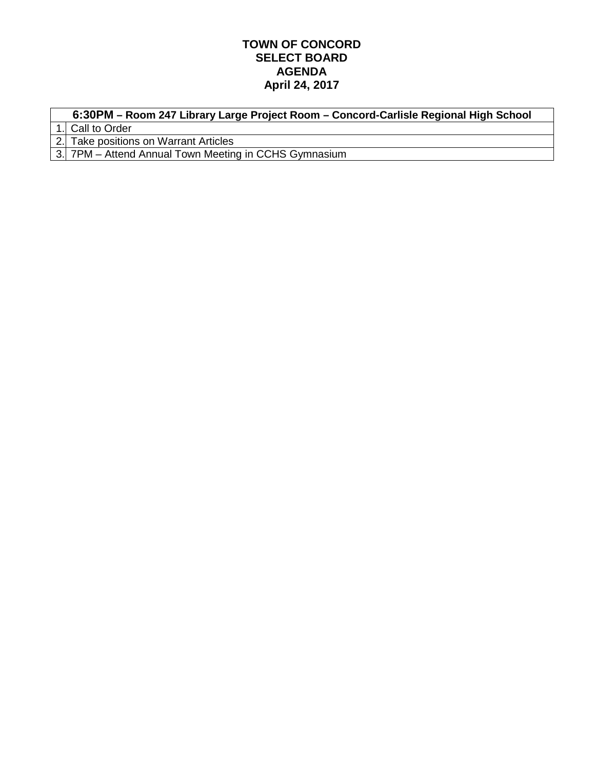# TOWN OF CONCORD
# SELECT BOARD
# AGENDA
# April 24, 2017

| | 6:30PM – Room 247 Library Large Project Room – Concord-Carlisle Regional High School |
|---|---|
| 1. | Call to Order |
| 2. | Take positions on Warrant Articles |
| 3. | 7PM – Attend Annual Town Meeting in CCHS Gymnasium |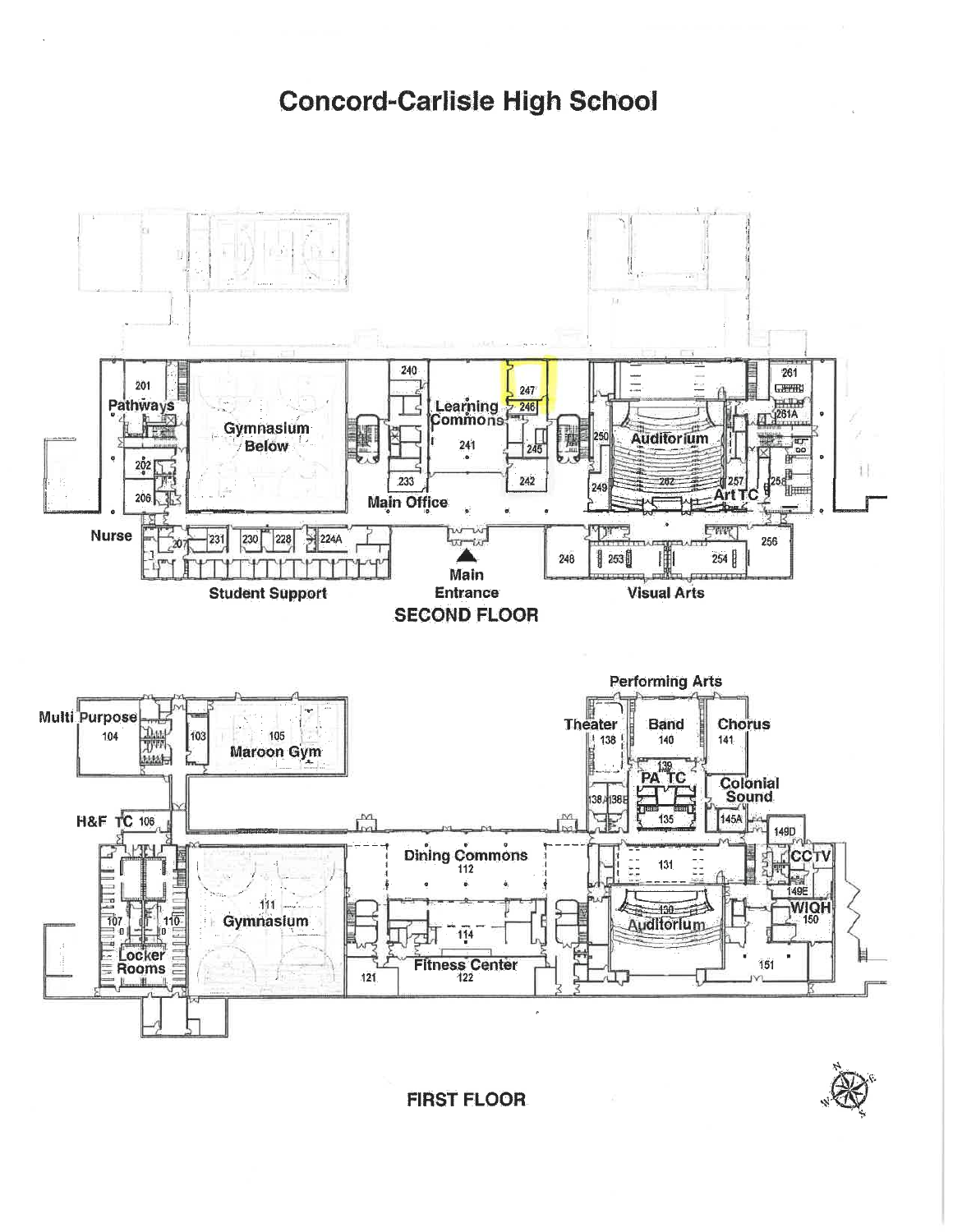# Concord-Carlisle High School

201
Pathways
202
206
Nurse
207
231
230
228
224A
Student Support
Gymnasium Below
240
233
Main Office
Learning Commons
241
247
246
245
242
Main Entrance
250
249
Auditorium
262
257
Art TC
258
261
261A
248
253
254
256
Visual Arts

**SECOND FLOOR**

Multi Purpose
104
103
105
Maroon Gym
H&F TC 106
107
110
Locker Rooms
111
Gymnasium
Dining Commons
112
114
121
Fitness Center
122
Performing Arts
Theater
138
Band
140
Chorus
141
139
PA TC
138A
138B
135
Colonial Sound
145A
149D
CCTV
131
130
Auditorium
149E
WIQH
150
151

**FIRST FLOOR**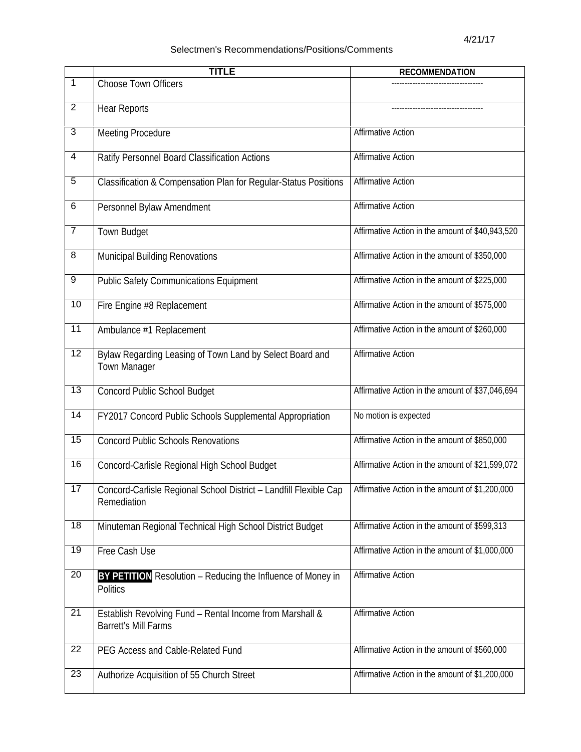4/21/17

Selectmen's Recommendations/Positions/Comments

| | TITLE | RECOMMENDATION |
|---|---|---|
| 1 | Choose Town Officers | ----------------------------------- |
| 2 | Hear Reports | ----------------------------------- |
| 3 | Meeting Procedure | Affirmative Action |
| 4 | Ratify Personnel Board Classification Actions | Affirmative Action |
| 5 | Classification & Compensation Plan for Regular-Status Positions | Affirmative Action |
| 6 | Personnel Bylaw Amendment | Affirmative Action |
| 7 | Town Budget | Affirmative Action in the amount of $40,943,520 |
| 8 | Municipal Building Renovations | Affirmative Action in the amount of $350,000 |
| 9 | Public Safety Communications Equipment | Affirmative Action in the amount of $225,000 |
| 10 | Fire Engine #8 Replacement | Affirmative Action in the amount of $575,000 |
| 11 | Ambulance #1 Replacement | Affirmative Action in the amount of $260,000 |
| 12 | Bylaw Regarding Leasing of Town Land by Select Board and Town Manager | Affirmative Action |
| 13 | Concord Public School Budget | Affirmative Action in the amount of $37,046,694 |
| 14 | FY2017 Concord Public Schools Supplemental Appropriation | No motion is expected |
| 15 | Concord Public Schools Renovations | Affirmative Action in the amount of $850,000 |
| 16 | Concord-Carlisle Regional High School Budget | Affirmative Action in the amount of $21,599,072 |
| 17 | Concord-Carlisle Regional School District – Landfill Flexible Cap Remediation | Affirmative Action in the amount of $1,200,000 |
| 18 | Minuteman Regional Technical High School District Budget | Affirmative Action in the amount of $599,313 |
| 19 | Free Cash Use | Affirmative Action in the amount of $1,000,000 |
| 20 | **BY PETITION** Resolution – Reducing the Influence of Money in Politics | Affirmative Action |
| 21 | Establish Revolving Fund – Rental Income from Marshall & Barrett's Mill Farms | Affirmative Action |
| 22 | PEG Access and Cable-Related Fund | Affirmative Action in the amount of $560,000 |
| 23 | Authorize Acquisition of 55 Church Street | Affirmative Action in the amount of $1,200,000 |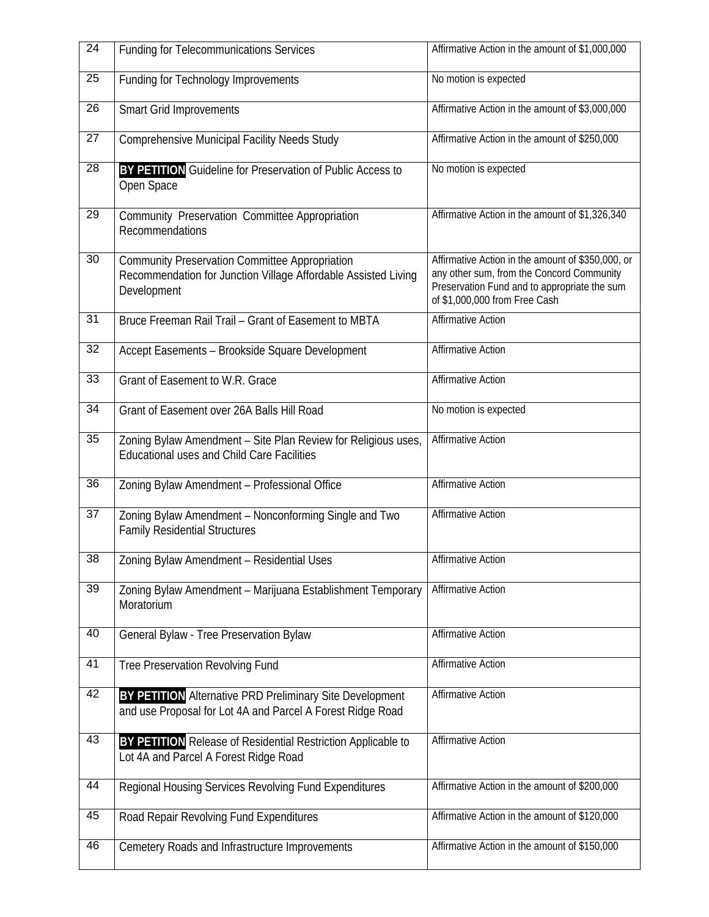| 24 | Funding for Telecommunications Services | Affirmative Action in the amount of $1,000,000 |
|---|---|---|
| 25 | Funding for Technology Improvements | No motion is expected |
| 26 | Smart Grid Improvements | Affirmative Action in the amount of $3,000,000 |
| 27 | Comprehensive Municipal Facility Needs Study | Affirmative Action in the amount of $250,000 |
| 28 | **BY PETITION** Guideline for Preservation of Public Access to Open Space | No motion is expected |
| 29 | Community Preservation Committee Appropriation Recommendations | Affirmative Action in the amount of $1,326,340 |
| 30 | Community Preservation Committee Appropriation Recommendation for Junction Village Affordable Assisted Living Development | Affirmative Action in the amount of $350,000, or any other sum, from the Concord Community Preservation Fund and to appropriate the sum of $1,000,000 from Free Cash |
| 31 | Bruce Freeman Rail Trail – Grant of Easement to MBTA | Affirmative Action |
| 32 | Accept Easements – Brookside Square Development | Affirmative Action |
| 33 | Grant of Easement to W.R. Grace | Affirmative Action |
| 34 | Grant of Easement over 26A Balls Hill Road | No motion is expected |
| 35 | Zoning Bylaw Amendment – Site Plan Review for Religious uses, Educational uses and Child Care Facilities | Affirmative Action |
| 36 | Zoning Bylaw Amendment – Professional Office | Affirmative Action |
| 37 | Zoning Bylaw Amendment – Nonconforming Single and Two Family Residential Structures | Affirmative Action |
| 38 | Zoning Bylaw Amendment – Residential Uses | Affirmative Action |
| 39 | Zoning Bylaw Amendment – Marijuana Establishment Temporary Moratorium | Affirmative Action |
| 40 | General Bylaw - Tree Preservation Bylaw | Affirmative Action |
| 41 | Tree Preservation Revolving Fund | Affirmative Action |
| 42 | **BY PETITION** Alternative PRD Preliminary Site Development and use Proposal for Lot 4A and Parcel A Forest Ridge Road | Affirmative Action |
| 43 | **BY PETITION** Release of Residential Restriction Applicable to Lot 4A and Parcel A Forest Ridge Road | Affirmative Action |
| 44 | Regional Housing Services Revolving Fund Expenditures | Affirmative Action in the amount of $200,000 |
| 45 | Road Repair Revolving Fund Expenditures | Affirmative Action in the amount of $120,000 |
| 46 | Cemetery Roads and Infrastructure Improvements | Affirmative Action in the amount of $150,000 |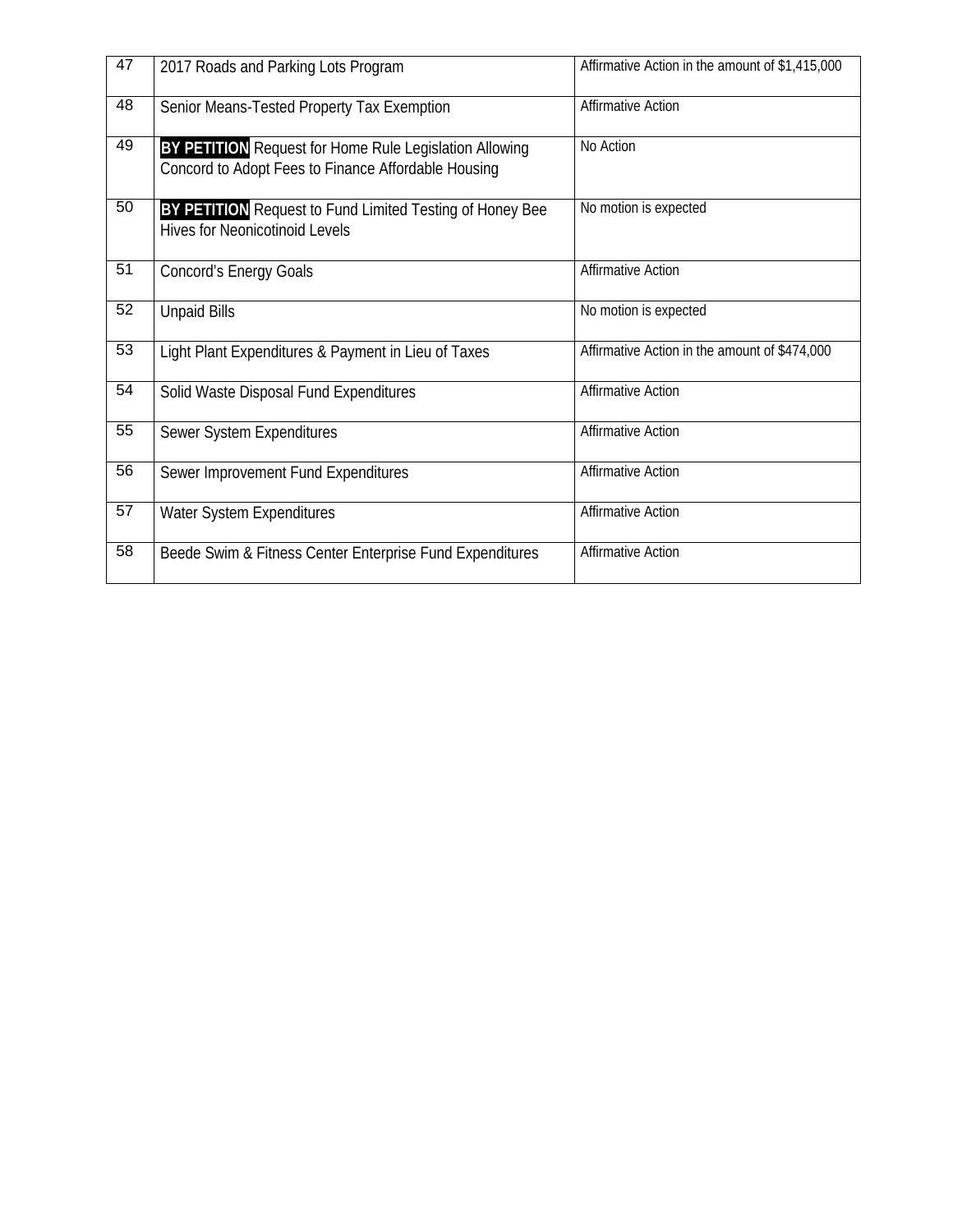| | | |
|---|---|---|
| 47 | 2017 Roads and Parking Lots Program | Affirmative Action in the amount of $1,415,000 |
| 48 | Senior Means-Tested Property Tax Exemption | Affirmative Action |
| 49 | **BY PETITION** Request for Home Rule Legislation Allowing Concord to Adopt Fees to Finance Affordable Housing | No Action |
| 50 | **BY PETITION** Request to Fund Limited Testing of Honey Bee Hives for Neonicotinoid Levels | No motion is expected |
| 51 | Concord's Energy Goals | Affirmative Action |
| 52 | Unpaid Bills | No motion is expected |
| 53 | Light Plant Expenditures & Payment in Lieu of Taxes | Affirmative Action in the amount of $474,000 |
| 54 | Solid Waste Disposal Fund Expenditures | Affirmative Action |
| 55 | Sewer System Expenditures | Affirmative Action |
| 56 | Sewer Improvement Fund Expenditures | Affirmative Action |
| 57 | Water System Expenditures | Affirmative Action |
| 58 | Beede Swim & Fitness Center Enterprise Fund Expenditures | Affirmative Action |